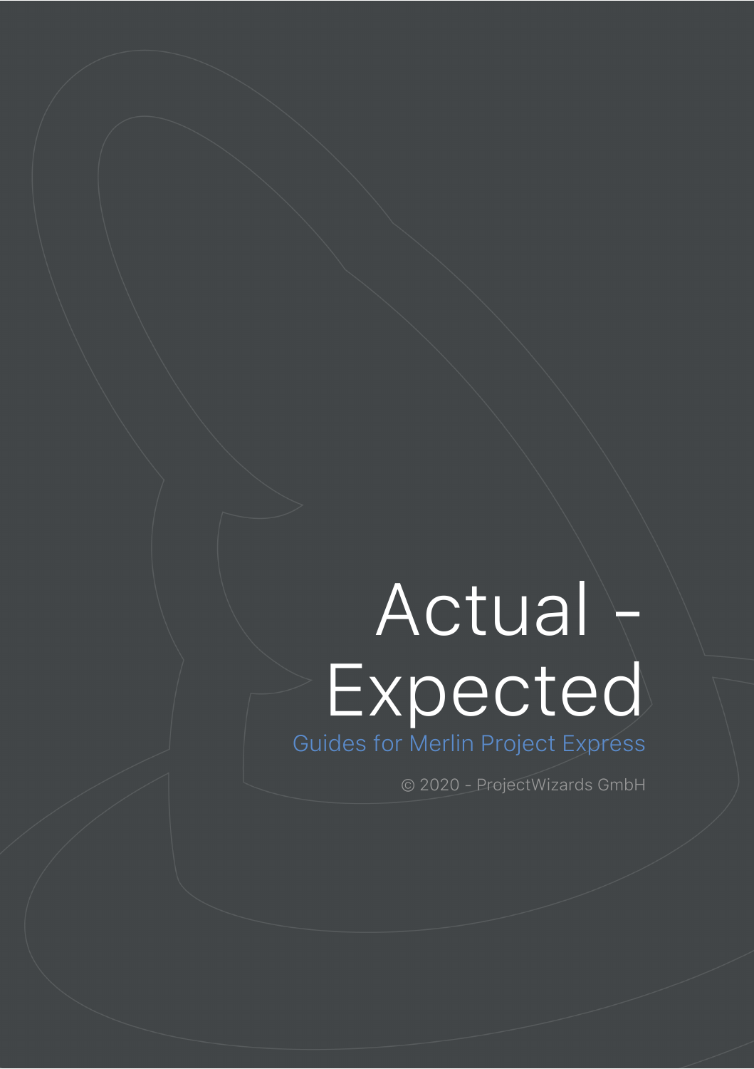# Actual - Expected

Guides for Merlin Project Express

© 2020 - ProjectWizards GmbH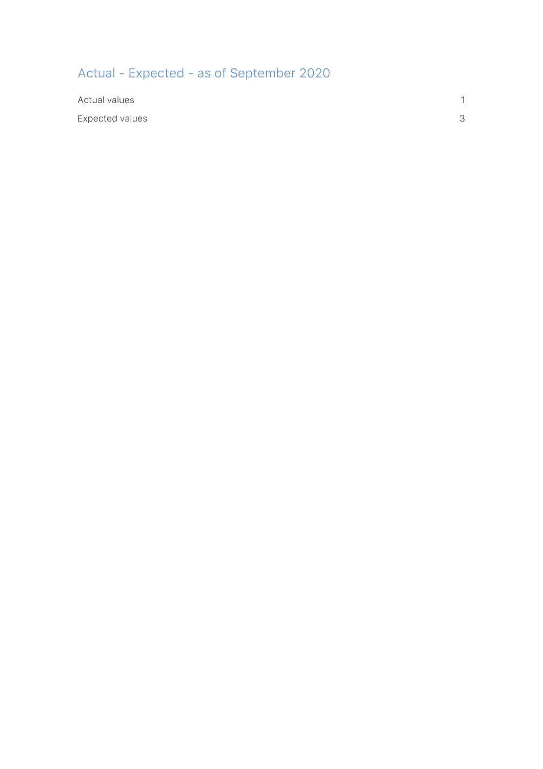# Actual - Expected - as of September 2020

| | |
|---|---|
| Actual values | 1 |
| Expected values | 3 |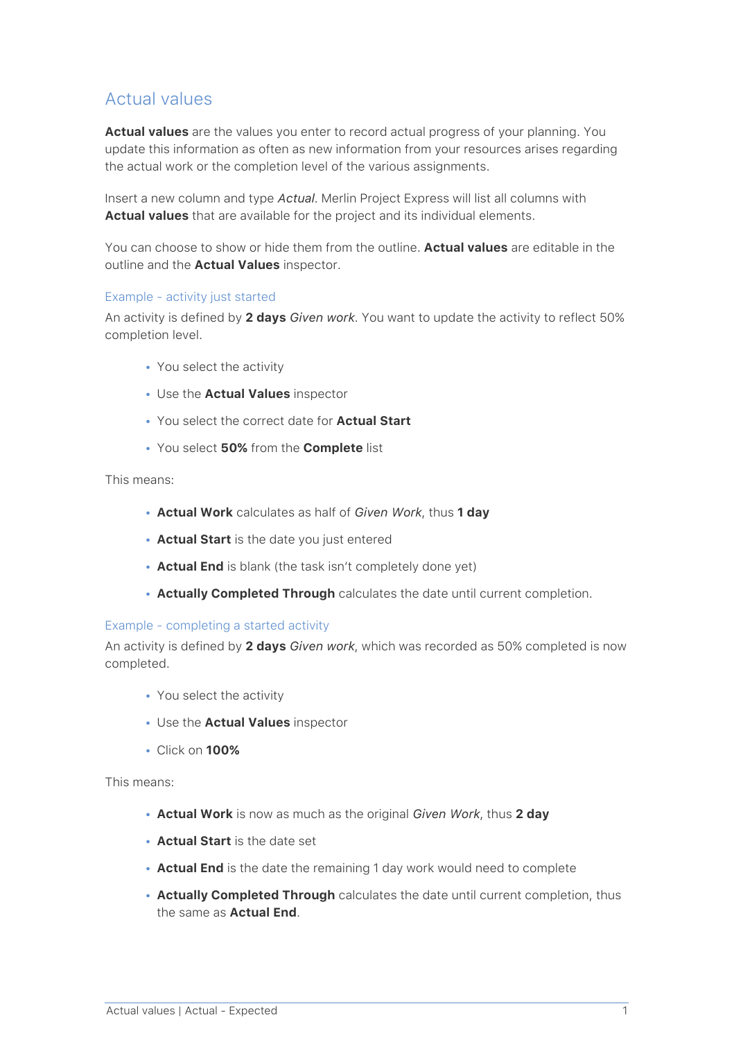# Actual values

**Actual values** are the values you enter to record actual progress of your planning. You update this information as often as new information from your resources arises regarding the actual work or the completion level of the various assignments.

Insert a new column and type *Actual*. Merlin Project Express will list all columns with **Actual values** that are available for the project and its individual elements.

You can choose to show or hide them from the outline. **Actual values** are editable in the outline and the **Actual Values** inspector.

### Example - activity just started

An activity is defined by **2 days** *Given work*. You want to update the activity to reflect 50% completion level.

- You select the activity
- Use the **Actual Values** inspector
- You select the correct date for **Actual Start**
- You select **50%** from the **Complete** list

This means:

- **Actual Work** calculates as half of *Given Work*, thus **1 day**
- **Actual Start** is the date you just entered
- **Actual End** is blank (the task isn't completely done yet)
- **Actually Completed Through** calculates the date until current completion.

### Example - completing a started activity

An activity is defined by **2 days** *Given work*, which was recorded as 50% completed is now completed.

- You select the activity
- Use the **Actual Values** inspector
- Click on **100%**

This means:

- **Actual Work** is now as much as the original *Given Work*, thus **2 day**
- **Actual Start** is the date set
- **Actual End** is the date the remaining 1 day work would need to complete
- **Actually Completed Through** calculates the date until current completion, thus the same as **Actual End**.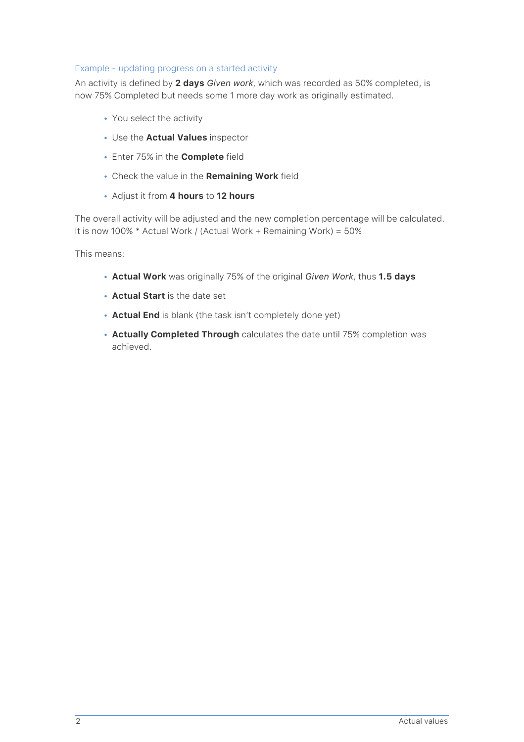### Example - updating progress on a started activity

An activity is defined by **2 days** *Given work*, which was recorded as 50% completed, is now 75% Completed but needs some 1 more day work as originally estimated.

- You select the activity
- Use the **Actual Values** inspector
- Enter 75% in the **Complete** field
- Check the value in the **Remaining Work** field
- Adjust it from **4 hours** to **12 hours**

The overall activity will be adjusted and the new completion percentage will be calculated. It is now 100% * Actual Work / (Actual Work + Remaining Work) = 50%

This means:

- **Actual Work** was originally 75% of the original *Given Work*, thus **1.5 days**
- **Actual Start** is the date set
- **Actual End** is blank (the task isn't completely done yet)
- **Actually Completed Through** calculates the date until 75% completion was achieved.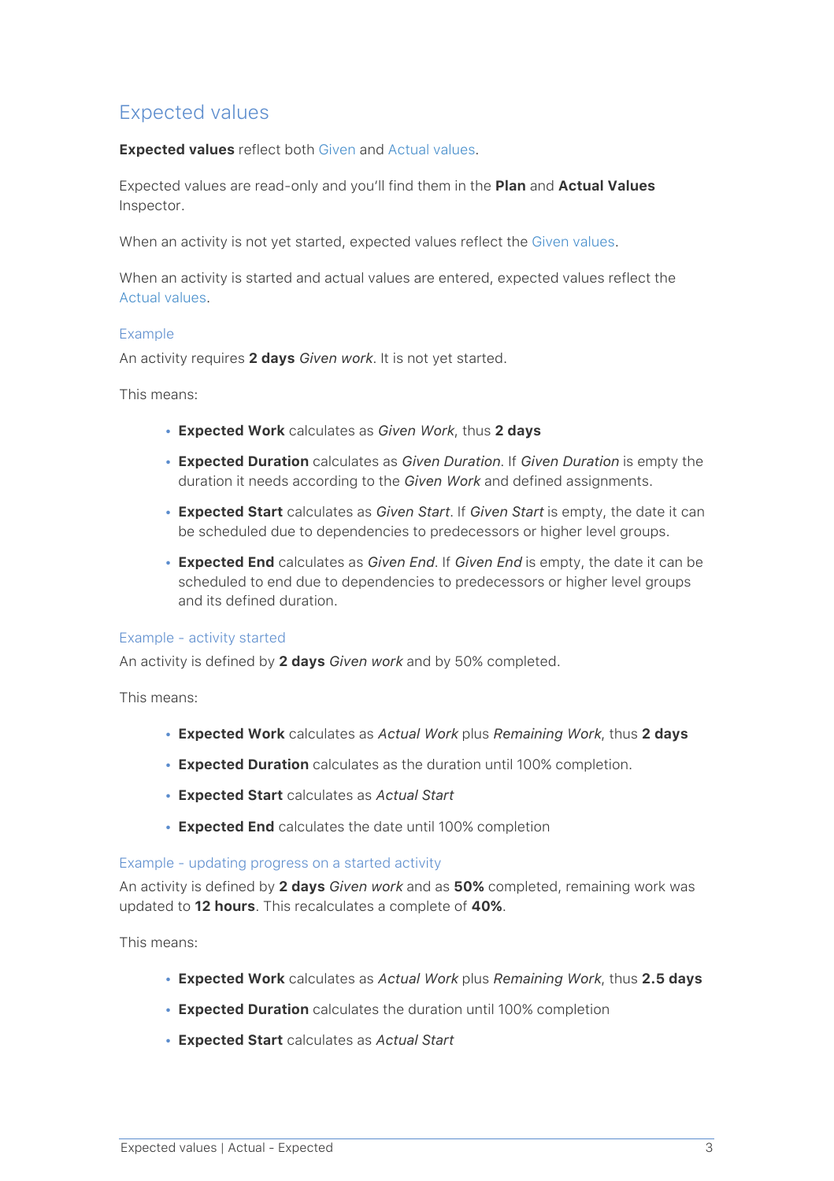## Expected values

**Expected values** reflect both Given and Actual values.

Expected values are read-only and you'll find them in the **Plan** and **Actual Values** Inspector.

When an activity is not yet started, expected values reflect the Given values.

When an activity is started and actual values are entered, expected values reflect the Actual values.

### Example

An activity requires **2 days** *Given work*. It is not yet started.

This means:

- **Expected Work** calculates as *Given Work*, thus **2 days**
- **Expected Duration** calculates as *Given Duration*. If *Given Duration* is empty the duration it needs according to the *Given Work* and defined assignments.
- **Expected Start** calculates as *Given Start*. If *Given Start* is empty, the date it can be scheduled due to dependencies to predecessors or higher level groups.
- **Expected End** calculates as *Given End*. If *Given End* is empty, the date it can be scheduled to end due to dependencies to predecessors or higher level groups and its defined duration.

### Example - activity started

An activity is defined by **2 days** *Given work* and by 50% completed.

This means:

- **Expected Work** calculates as *Actual Work* plus *Remaining Work*, thus **2 days**
- **Expected Duration** calculates as the duration until 100% completion.
- **Expected Start** calculates as *Actual Start*
- **Expected End** calculates the date until 100% completion

### Example - updating progress on a started activity

An activity is defined by **2 days** *Given work* and as **50%** completed, remaining work was updated to **12 hours**. This recalculates a complete of **40%**.

This means:

- **Expected Work** calculates as *Actual Work* plus *Remaining Work*, thus **2.5 days**
- **Expected Duration** calculates the duration until 100% completion
- **Expected Start** calculates as *Actual Start*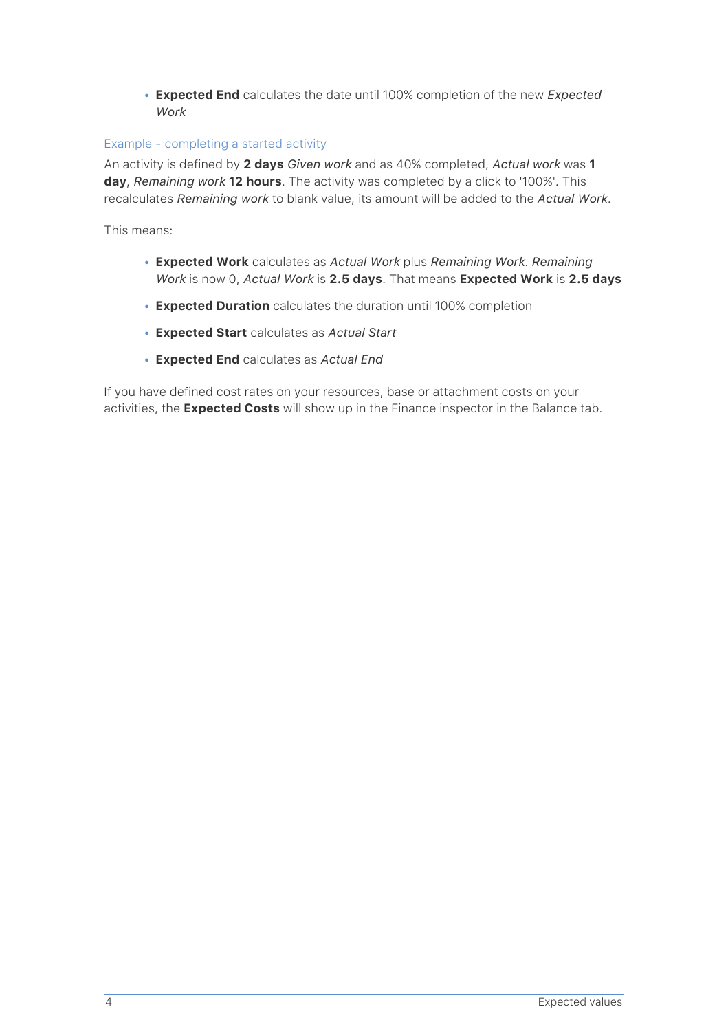- **Expected End** calculates the date until 100% completion of the new *Expected Work*

### Example - completing a started activity

An activity is defined by **2 days** *Given work* and as 40% completed, *Actual work* was **1 day**, *Remaining work* **12 hours**. The activity was completed by a click to '100%'. This recalculates *Remaining work* to blank value, its amount will be added to the *Actual Work*.

This means:

- **Expected Work** calculates as *Actual Work* plus *Remaining Work*. *Remaining Work* is now 0, *Actual Work* is **2.5 days**. That means **Expected Work** is **2.5 days**
- **Expected Duration** calculates the duration until 100% completion
- **Expected Start** calculates as *Actual Start*
- **Expected End** calculates as *Actual End*

If you have defined cost rates on your resources, base or attachment costs on your activities, the **Expected Costs** will show up in the Finance inspector in the Balance tab.